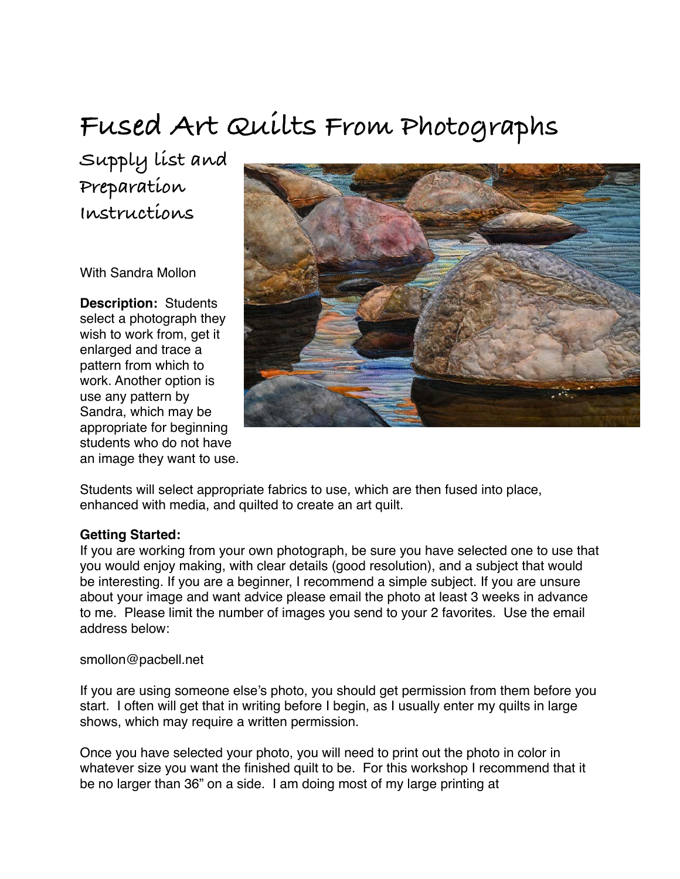# Fused Art Quilts From Photographs

## Supply list and Preparation Instructions

With Sandra Mollon

**Description:** Students select a photograph they wish to work from, get it enlarged and trace a pattern from which to work. Another option is use any pattern by Sandra, which may be appropriate for beginning students who do not have an image they want to use.

Students will select appropriate fabrics to use, which are then fused into place, enhanced with media, and quilted to create an art quilt.

**Getting Started:**
If you are working from your own photograph, be sure you have selected one to use that you would enjoy making, with clear details (good resolution), and a subject that would be interesting. If you are a beginner, I recommend a simple subject. If you are unsure about your image and want advice please email the photo at least 3 weeks in advance to me. Please limit the number of images you send to your 2 favorites. Use the email address below:

smollon@pacbell.net

If you are using someone else's photo, you should get permission from them before you start. I often will get that in writing before I begin, as I usually enter my quilts in large shows, which may require a written permission.

Once you have selected your photo, you will need to print out the photo in color in whatever size you want the finished quilt to be. For this workshop I recommend that it be no larger than 36" on a side. I am doing most of my large printing at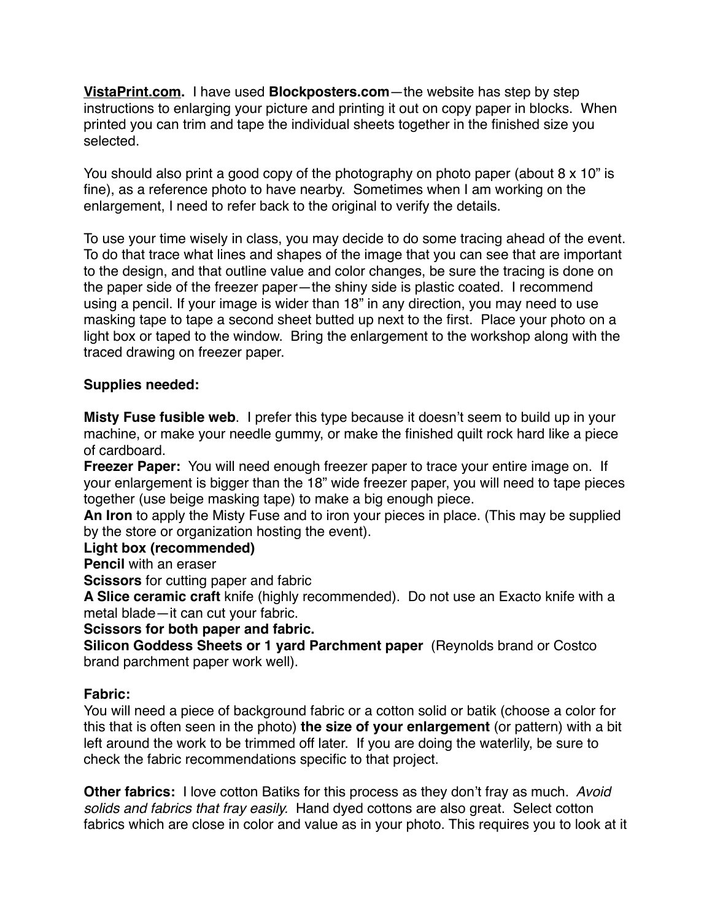**VistaPrint.com.** I have used **Blockposters.com**—the website has step by step instructions to enlarging your picture and printing it out on copy paper in blocks. When printed you can trim and tape the individual sheets together in the finished size you selected.

You should also print a good copy of the photography on photo paper (about 8 x 10" is fine), as a reference photo to have nearby. Sometimes when I am working on the enlargement, I need to refer back to the original to verify the details.

To use your time wisely in class, you may decide to do some tracing ahead of the event. To do that trace what lines and shapes of the image that you can see that are important to the design, and that outline value and color changes, be sure the tracing is done on the paper side of the freezer paper—the shiny side is plastic coated. I recommend using a pencil. If your image is wider than 18" in any direction, you may need to use masking tape to tape a second sheet butted up next to the first. Place your photo on a light box or taped to the window. Bring the enlargement to the workshop along with the traced drawing on freezer paper.

**Supplies needed:**

**Misty Fuse fusible web**. I prefer this type because it doesn't seem to build up in your machine, or make your needle gummy, or make the finished quilt rock hard like a piece of cardboard.
**Freezer Paper:** You will need enough freezer paper to trace your entire image on. If your enlargement is bigger than the 18" wide freezer paper, you will need to tape pieces together (use beige masking tape) to make a big enough piece.
**An Iron** to apply the Misty Fuse and to iron your pieces in place. (This may be supplied by the store or organization hosting the event).
**Light box (recommended)**
**Pencil** with an eraser
**Scissors** for cutting paper and fabric
**A Slice ceramic craft** knife (highly recommended). Do not use an Exacto knife with a metal blade—it can cut your fabric.
**Scissors for both paper and fabric.**
**Silicon Goddess Sheets or 1 yard Parchment paper** (Reynolds brand or Costco brand parchment paper work well).

**Fabric:**
You will need a piece of background fabric or a cotton solid or batik (choose a color for this that is often seen in the photo) **the size of your enlargement** (or pattern) with a bit left around the work to be trimmed off later. If you are doing the waterlily, be sure to check the fabric recommendations specific to that project.

**Other fabrics:** I love cotton Batiks for this process as they don't fray as much. *Avoid solids and fabrics that fray easily.* Hand dyed cottons are also great. Select cotton fabrics which are close in color and value as in your photo. This requires you to look at it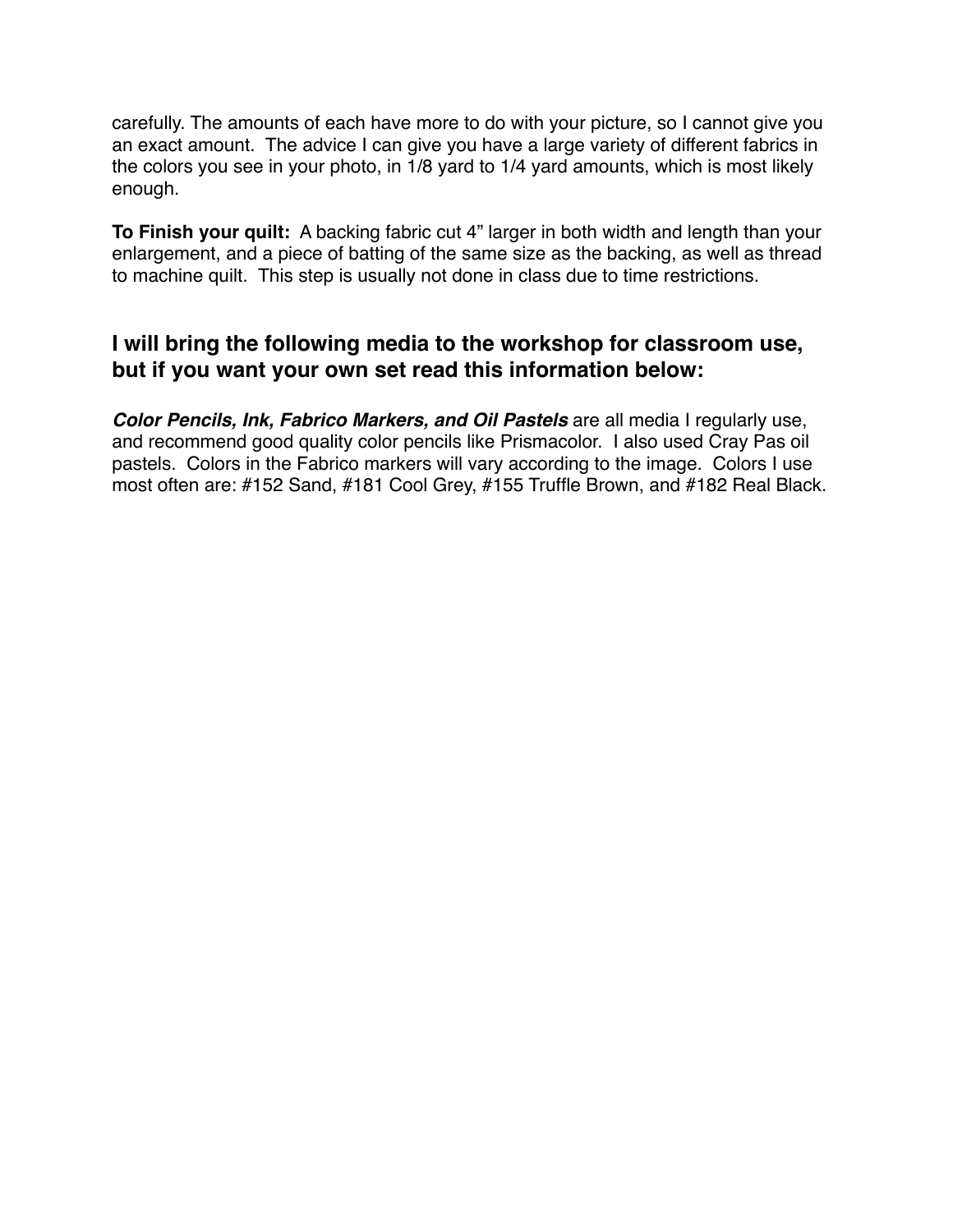carefully. The amounts of each have more to do with your picture, so I cannot give you an exact amount. The advice I can give you have a large variety of different fabrics in the colors you see in your photo, in 1/8 yard to 1/4 yard amounts, which is most likely enough.

**To Finish your quilt:** A backing fabric cut 4" larger in both width and length than your enlargement, and a piece of batting of the same size as the backing, as well as thread to machine quilt. This step is usually not done in class due to time restrictions.

## I will bring the following media to the workshop for classroom use, but if you want your own set read this information below:

***Color Pencils, Ink, Fabrico Markers, and Oil Pastels*** are all media I regularly use, and recommend good quality color pencils like Prismacolor. I also used Cray Pas oil pastels. Colors in the Fabrico markers will vary according to the image. Colors I use most often are: #152 Sand, #181 Cool Grey, #155 Truffle Brown, and #182 Real Black.